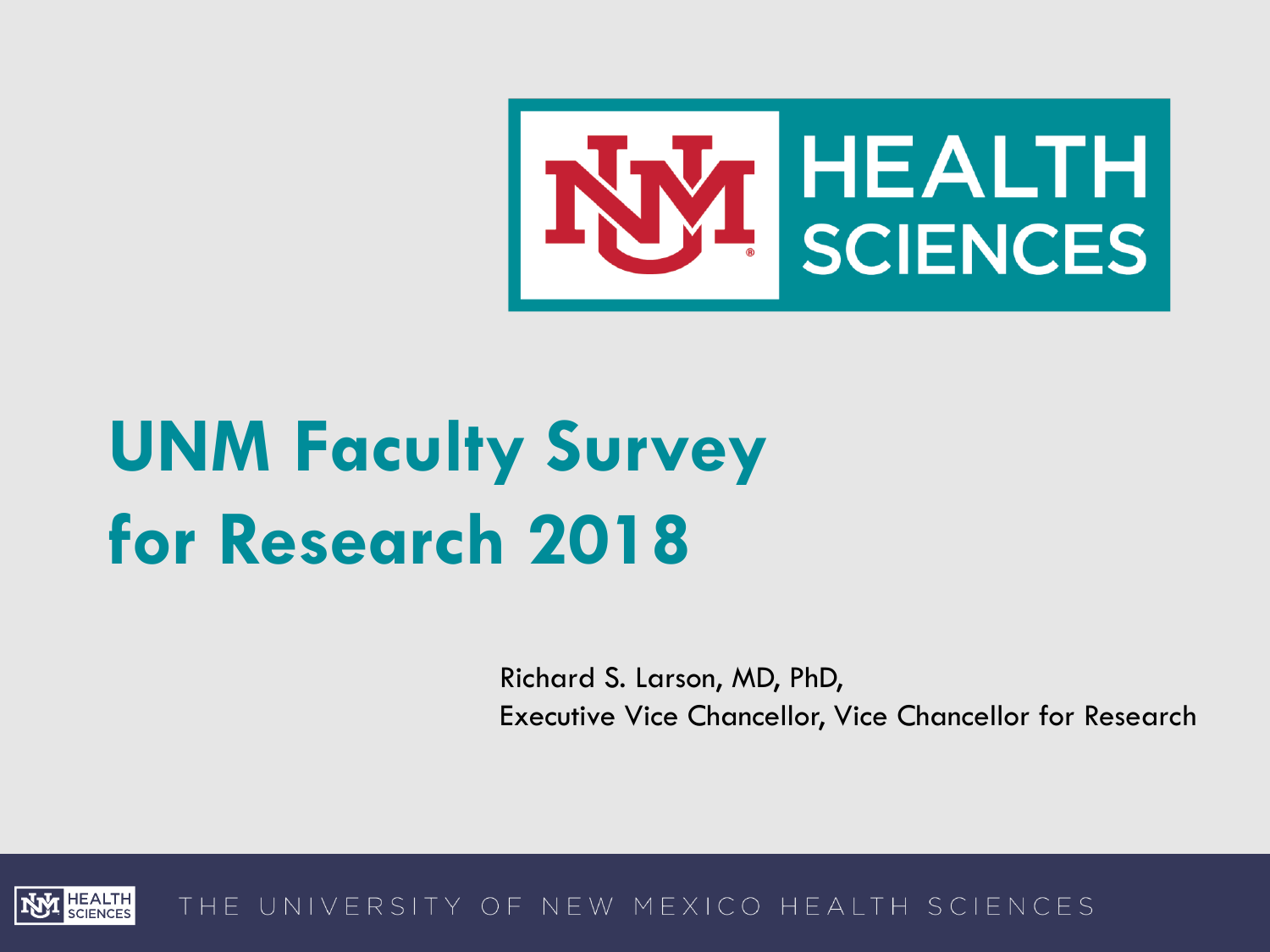# UNM Faculty Survey for Research 2018

Richard S. Larson, MD, PhD,
Executive Vice Chancellor, Vice Chancellor for Research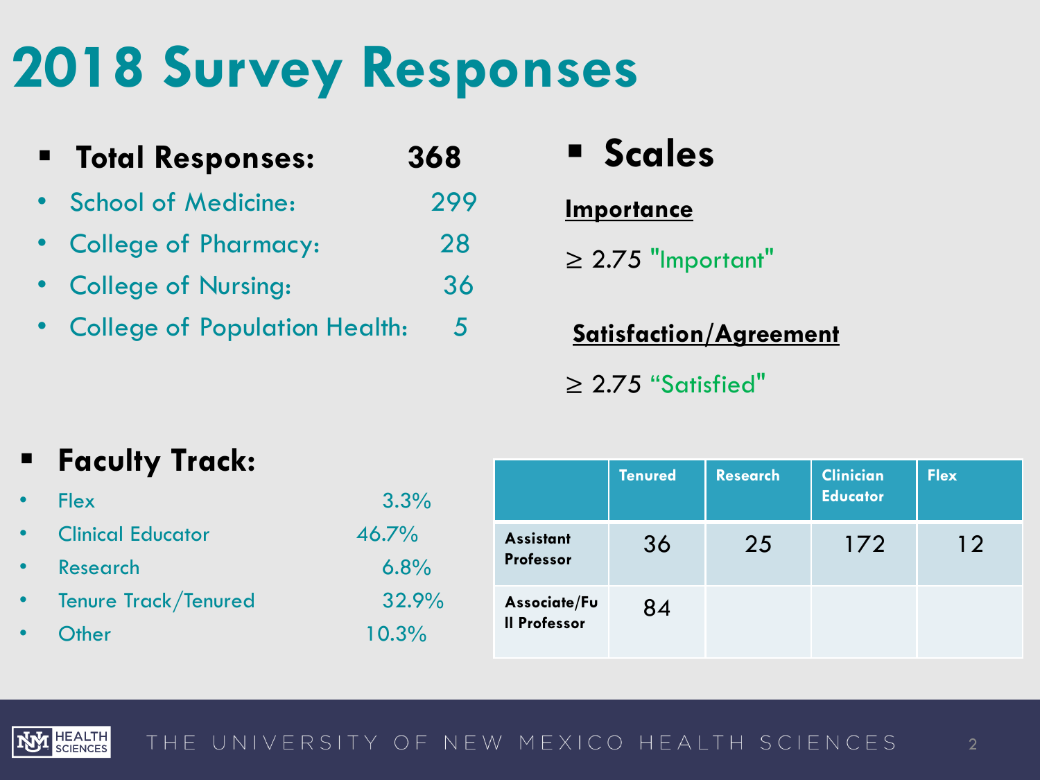# 2018 Survey Responses

- **Total Responses: 368**
  - School of Medicine: 299
  - College of Pharmacy: 28
  - College of Nursing: 36
  - College of Population Health: 5

- **Scales**

**Importance**

≥ 2.75 "Important"

**Satisfaction/Agreement**

≥ 2.75 "Satisfied"

- **Faculty Track:**
  - Flex 3.3%
  - Clinical Educator 46.7%
  - Research 6.8%
  - Tenure Track/Tenured 32.9%
  - Other 10.3%

| | Tenured | Research | Clinician Educator | Flex |
|---|---|---|---|---|
| Assistant Professor | 36 | 25 | 172 | 12 |
| Associate/Full Professor | 84 | | | |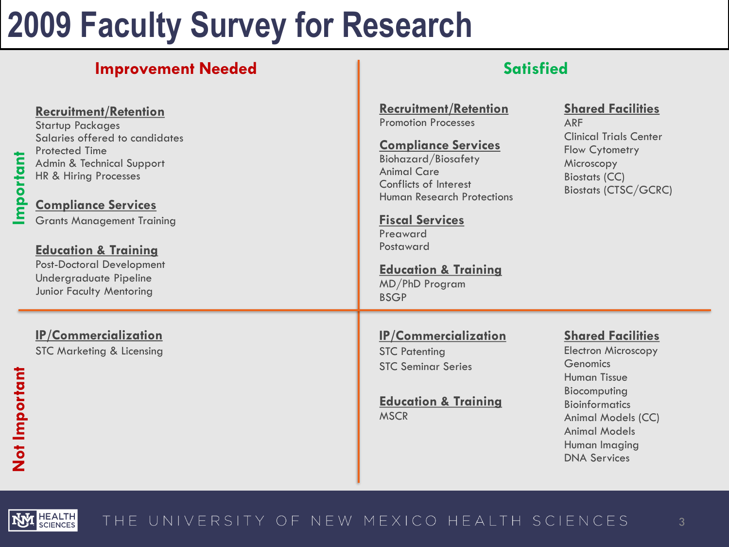# 2009 Faculty Survey for Research

## Important

### Improvement Needed

**Recruitment/Retention**
- Startup Packages
- Salaries offered to candidates
- Protected Time
- Admin & Technical Support
- HR & Hiring Processes

**Compliance Services**
- Grants Management Training

**Education & Training**
- Post-Doctoral Development
- Undergraduate Pipeline
- Junior Faculty Mentoring

### Satisfied

**Recruitment/Retention**
- Promotion Processes

**Compliance Services**
- Biohazard/Biosafety
- Animal Care
- Conflicts of Interest
- Human Research Protections

**Fiscal Services**
- Preaward
- Postaward

**Education & Training**
- MD/PhD Program
- BSGP

**Shared Facilities**
- ARF
- Clinical Trials Center
- Flow Cytometry
- Microscopy
- Biostats (CC)
- Biostats (CTSC/GCRC)

## Not Important

### Improvement Needed

**IP/Commercialization**
- STC Marketing & Licensing

### Satisfied

**IP/Commercialization**
- STC Patenting
- STC Seminar Series

**Education & Training**
- MSCR

**Shared Facilities**
- Electron Microscopy
- Genomics
- Human Tissue
- Biocomputing
- Bioinformatics
- Animal Models (CC)
- Animal Models
- Human Imaging
- DNA Services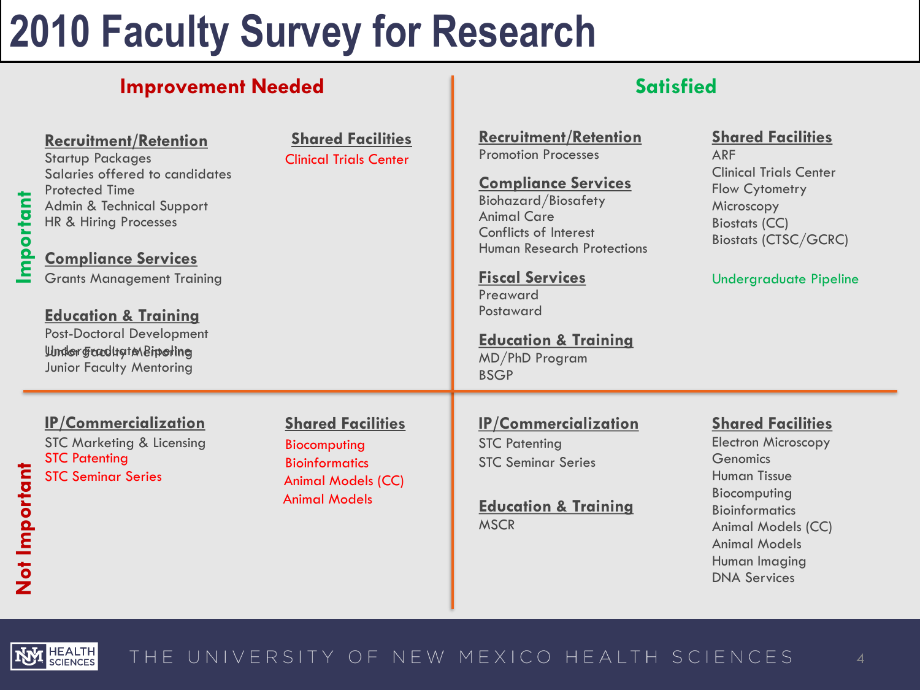# 2010 Faculty Survey for Research

## Important

### Improvement Needed

**Recruitment/Retention**
- Startup Packages
- Salaries offered to candidates
- Protected Time
- Admin & Technical Support
- HR & Hiring Processes

**Compliance Services**
- Grants Management Training

**Education & Training**
- Post-Doctoral Development
- Undergraduate Pipeline
- Junior Faculty Mentoring

**Shared Facilities**
- Clinical Trials Center

### Satisfied

**Recruitment/Retention**
- Promotion Processes

**Compliance Services**
- Biohazard/Biosafety
- Animal Care
- Conflicts of Interest
- Human Research Protections

**Fiscal Services**
- Preaward
- Postaward

**Education & Training**
- MD/PhD Program
- BSGP

**Shared Facilities**
- ARF
- Clinical Trials Center
- Flow Cytometry
- Microscopy
- Biostats (CC)
- Biostats (CTSC/GCRC)

Undergraduate Pipeline

## Not Important

### Improvement Needed

**IP/Commercialization**
- STC Marketing & Licensing
- STC Patenting
- STC Seminar Series

**Shared Facilities**
- Biocomputing
- Bioinformatics
- Animal Models (CC)
- Animal Models

### Satisfied

**IP/Commercialization**
- STC Patenting
- STC Seminar Series

**Education & Training**
- MSCR

**Shared Facilities**
- Electron Microscopy
- Genomics
- Human Tissue
- Biocomputing
- Bioinformatics
- Animal Models (CC)
- Animal Models
- Human Imaging
- DNA Services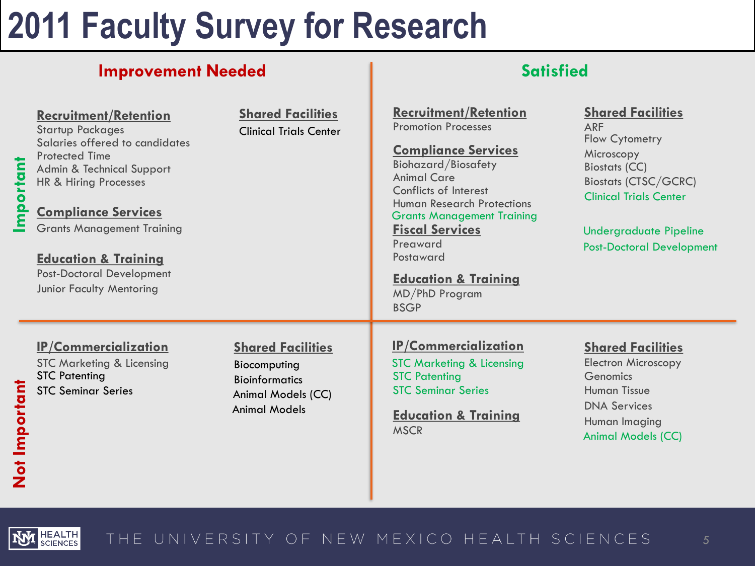# 2011 Faculty Survey for Research

## Important

### Improvement Needed

**Recruitment/Retention**
- Startup Packages
- Salaries offered to candidates
- Protected Time
- Admin & Technical Support
- HR & Hiring Processes

**Compliance Services**
- Grants Management Training

**Education & Training**
- Post-Doctoral Development
- Junior Faculty Mentoring

**Shared Facilities**
- Clinical Trials Center

### Satisfied

**Recruitment/Retention**
- Promotion Processes

**Compliance Services**
- Biohazard/Biosafety
- Animal Care
- Conflicts of Interest
- Human Research Protections
- Grants Management Training

**Fiscal Services**
- Preaward
- Postaward

**Education & Training**
- MD/PhD Program
- BSGP

**Shared Facilities**
- ARF
- Flow Cytometry
- Microscopy
- Biostats (CC)
- Biostats (CTSC/GCRC)
- Clinical Trials Center
- Undergraduate Pipeline
- Post-Doctoral Development

## Not Important

### Improvement Needed

**IP/Commercialization**
- STC Marketing & Licensing
- STC Patenting
- STC Seminar Series

**Shared Facilities**
- Biocomputing
- Bioinformatics
- Animal Models (CC)
- Animal Models

### Satisfied

**IP/Commercialization**
- STC Marketing & Licensing
- STC Patenting
- STC Seminar Series

**Education & Training**
- MSCR

**Shared Facilities**
- Electron Microscopy
- Genomics
- Human Tissue
- DNA Services
- Human Imaging
- Animal Models (CC)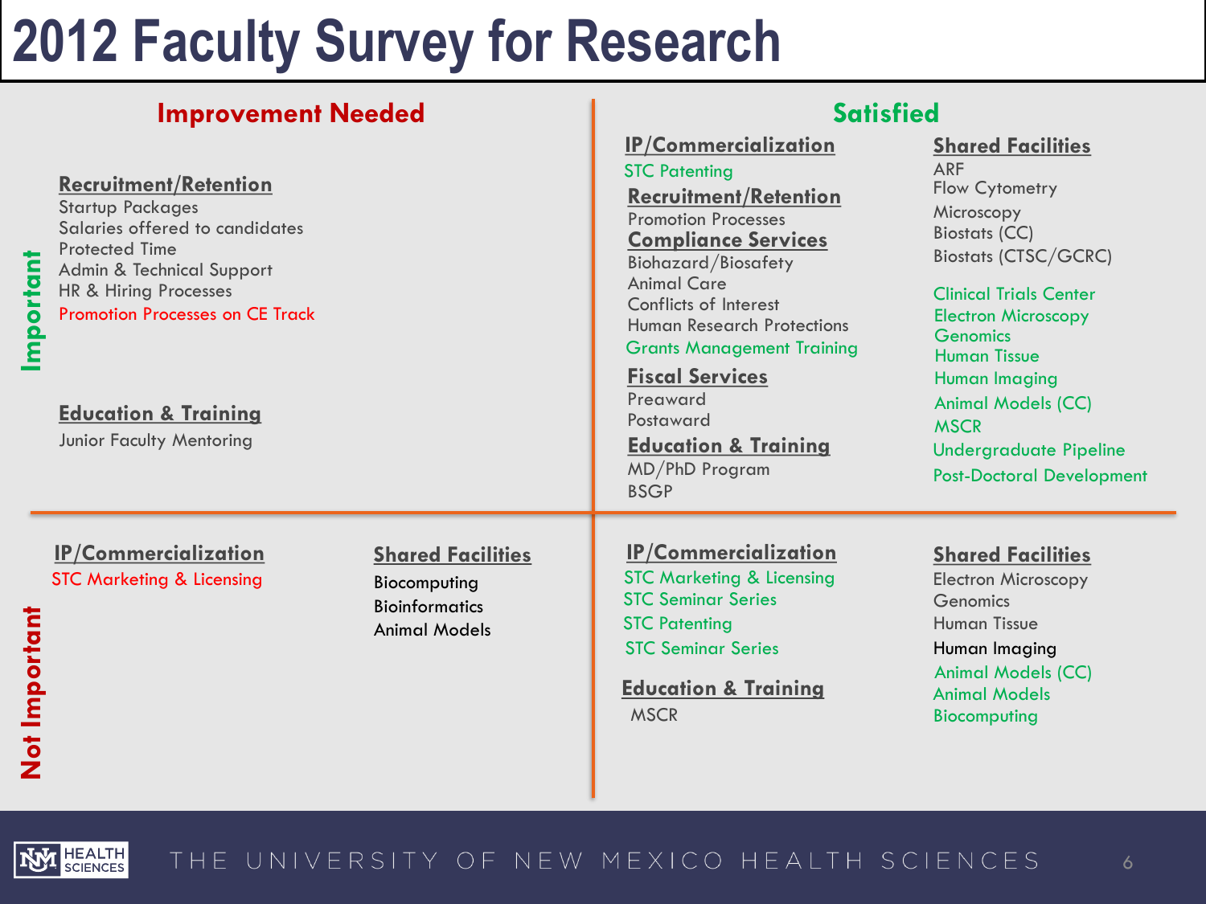# 2012 Faculty Survey for Research

## Important — Improvement Needed

**Recruitment/Retention**
- Startup Packages
- Salaries offered to candidates
- Protected Time
- Admin & Technical Support
- HR & Hiring Processes
- Promotion Processes on CE Track

**Education & Training**
- Junior Faculty Mentoring

## Important — Satisfied

**IP/Commercialization**
- STC Patenting

**Recruitment/Retention**
- Promotion Processes

**Compliance Services**
- Biohazard/Biosafety
- Animal Care
- Conflicts of Interest
- Human Research Protections
- Grants Management Training

**Fiscal Services**
- Preaward
- Postaward

**Education & Training**
- MD/PhD Program
- BSGP

**Shared Facilities**
- ARF
- Flow Cytometry
- Microscopy
- Biostats (CC)
- Biostats (CTSC/GCRC)
- Clinical Trials Center
- Electron Microscopy
- Genomics
- Human Tissue
- Human Imaging
- Animal Models (CC)
- MSCR
- Undergraduate Pipeline
- Post-Doctoral Development

## Not Important — Improvement Needed

**IP/Commercialization**
- STC Marketing & Licensing

**Shared Facilities**
- Biocomputing
- Bioinformatics
- Animal Models

## Not Important — Satisfied

**IP/Commercialization**
- STC Marketing & Licensing
- STC Seminar Series
- STC Patenting
- STC Seminar Series

**Education & Training**
- MSCR

**Shared Facilities**
- Electron Microscopy
- Genomics
- Human Tissue
- Human Imaging
- Animal Models (CC)
- Animal Models
- Biocomputing

THE UNIVERSITY OF NEW MEXICO HEALTH SCIENCES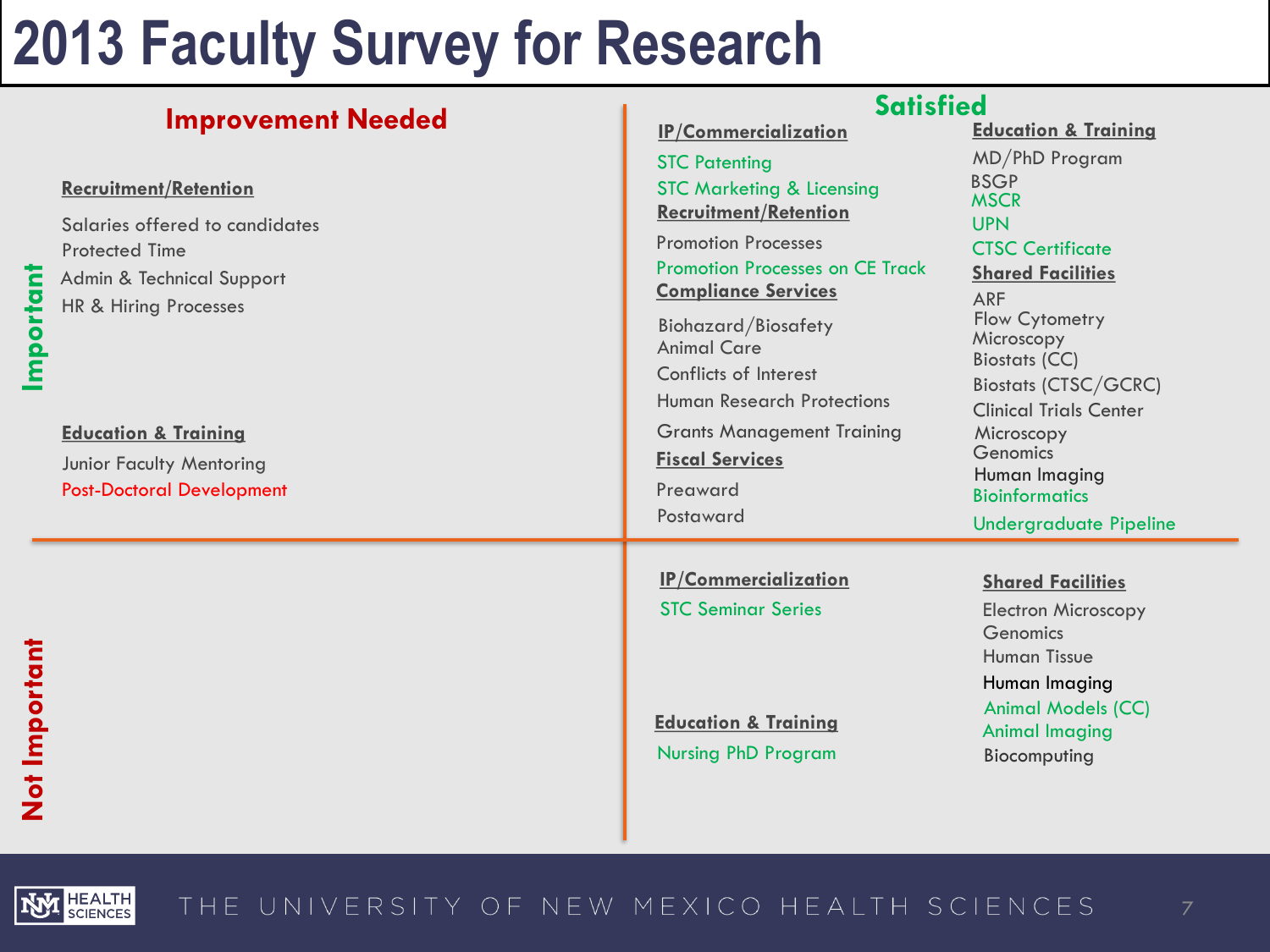# 2013 Faculty Survey for Research

## Important

### Improvement Needed

**Recruitment/Retention**

- Salaries offered to candidates
- Protected Time
- Admin & Technical Support
- HR & Hiring Processes

**Education & Training**

- Junior Faculty Mentoring
- Post-Doctoral Development

### Satisfied

**IP/Commercialization**

- STC Patenting
- STC Marketing & Licensing

**Recruitment/Retention**

- Promotion Processes
- Promotion Processes on CE Track

**Compliance Services**

- Biohazard/Biosafety
- Animal Care
- Conflicts of Interest
- Human Research Protections
- Grants Management Training

**Fiscal Services**

- Preaward
- Postaward

**Education & Training**

- MD/PhD Program
- BSGP
- MSCR
- UPN
- CTSC Certificate

**Shared Facilities**

- ARF
- Flow Cytometry
- Microscopy
- Biostats (CC)
- Biostats (CTSC/GCRC)
- Clinical Trials Center
- Microscopy
- Genomics
- Human Imaging
- Bioinformatics
- Undergraduate Pipeline

## Not Important

### Satisfied

**IP/Commercialization**

- STC Seminar Series

**Education & Training**

- Nursing PhD Program

**Shared Facilities**

- Electron Microscopy
- Genomics
- Human Tissue
- Human Imaging
- Animal Models (CC)
- Animal Imaging
- Biocomputing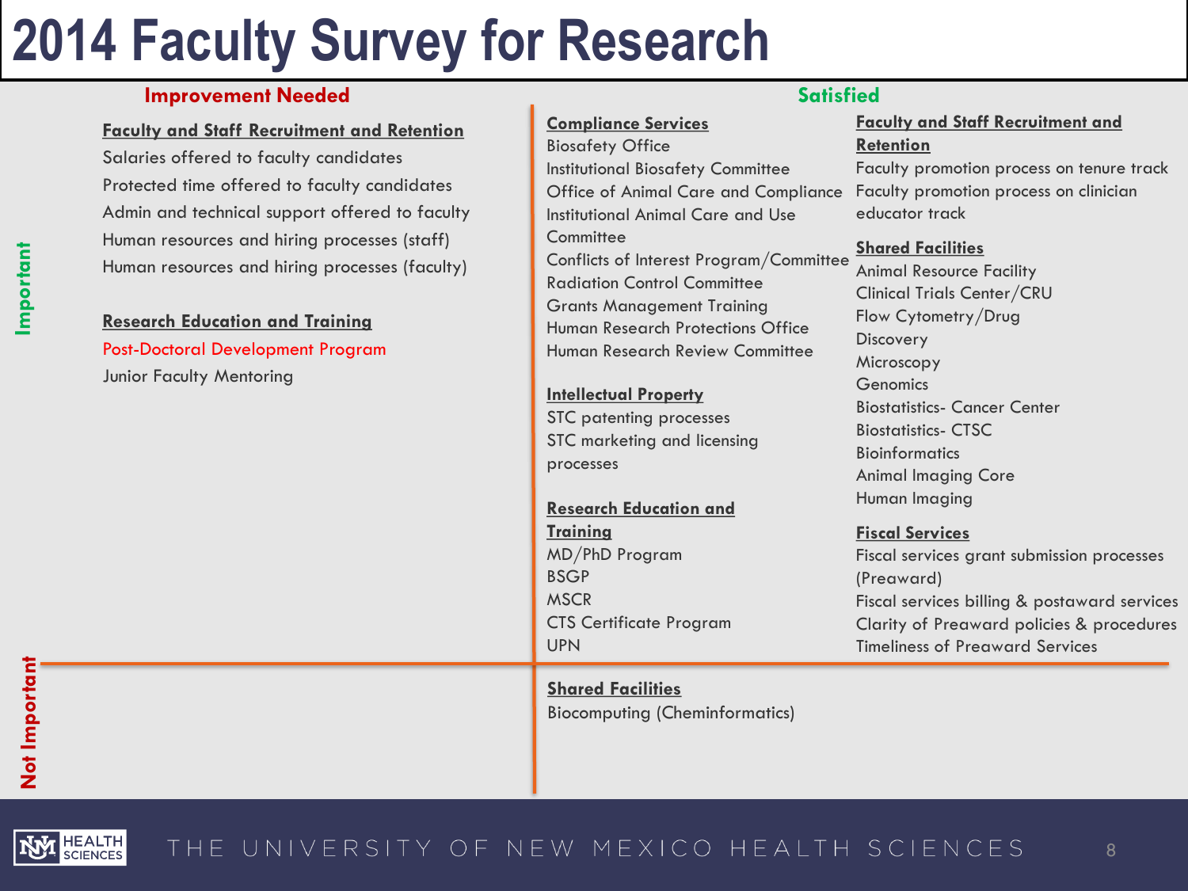# 2014 Faculty Survey for Research

## Important — Improvement Needed

**Faculty and Staff Recruitment and Retention**

- Salaries offered to faculty candidates
- Protected time offered to faculty candidates
- Admin and technical support offered to faculty
- Human resources and hiring processes (staff)
- Human resources and hiring processes (faculty)

**Research Education and Training**

- Post-Doctoral Development Program
- Junior Faculty Mentoring

## Important — Satisfied

**Compliance Services**

- Biosafety Office
- Institutional Biosafety Committee
- Office of Animal Care and Compliance
- Institutional Animal Care and Use Committee
- Conflicts of Interest Program/Committee
- Radiation Control Committee
- Grants Management Training
- Human Research Protections Office
- Human Research Review Committee

**Intellectual Property**

- STC patenting processes
- STC marketing and licensing processes

**Research Education and Training**

- MD/PhD Program
- BSGP
- MSCR
- CTS Certificate Program
- UPN

**Faculty and Staff Recruitment and Retention**

- Faculty promotion process on tenure track
- Faculty promotion process on clinician educator track

**Shared Facilities**

- Animal Resource Facility
- Clinical Trials Center/CRU
- Flow Cytometry/Drug Discovery
- Microscopy
- Genomics
- Biostatistics- Cancer Center
- Biostatistics- CTSC
- Bioinformatics
- Animal Imaging Core
- Human Imaging

**Fiscal Services**

- Fiscal services grant submission processes (Preaward)
- Fiscal services billing & postaward services
- Clarity of Preaward policies & procedures
- Timeliness of Preaward Services

## Not Important — Satisfied

**Shared Facilities**

- Biocomputing (Cheminformatics)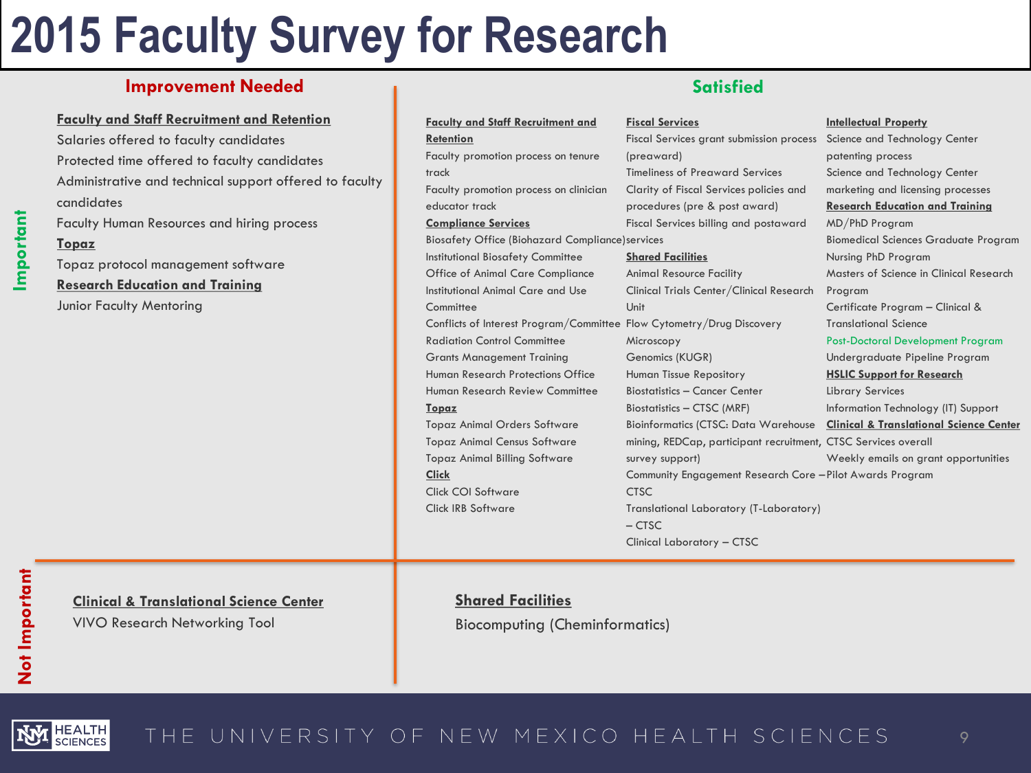# 2015 Faculty Survey for Research

## Important — Improvement Needed

**Faculty and Staff Recruitment and Retention**

- Salaries offered to faculty candidates
- Protected time offered to faculty candidates
- Administrative and technical support offered to faculty candidates
- Faculty Human Resources and hiring process

**Topaz**

- Topaz protocol management software

**Research Education and Training**

- Junior Faculty Mentoring

## Important — Satisfied

**Faculty and Staff Recruitment and Retention**

- Faculty promotion process on tenure track
- Faculty promotion process on clinician educator track

**Compliance Services**

- Biosafety Office (Biohazard Compliance)
- Institutional Biosafety Committee
- Office of Animal Care Compliance
- Institutional Animal Care and Use Committee
- Conflicts of Interest Program/Committee
- Radiation Control Committee
- Grants Management Training
- Human Research Protections Office
- Human Research Review Committee

**Topaz**

- Topaz Animal Orders Software
- Topaz Animal Census Software
- Topaz Animal Billing Software

**Click**

- Click COI Software
- Click IRB Software

**Fiscal Services**

- Fiscal Services grant submission process (preaward)
- Timeliness of Preaward Services
- Clarity of Fiscal Services policies and procedures (pre & post award)
- Fiscal Services billing and postaward services

**Shared Facilities**

- Animal Resource Facility
- Clinical Trials Center/Clinical Research Unit
- Flow Cytometry/Drug Discovery
- Microscopy
- Genomics (KUGR)
- Human Tissue Repository
- Biostatistics – Cancer Center
- Biostatistics – CTSC (MRF)
- Bioinformatics (CTSC: Data Warehouse mining, REDCap, participant recruitment, survey support)
- Community Engagement Research Core – CTSC
- Translational Laboratory (T-Laboratory) – CTSC
- Clinical Laboratory – CTSC

**Intellectual Property**

- Science and Technology Center patenting process
- Science and Technology Center marketing and licensing processes

**Research Education and Training**

- MD/PhD Program
- Biomedical Sciences Graduate Program
- Nursing PhD Program
- Masters of Science in Clinical Research Program
- Certificate Program – Clinical & Translational Science
- Post-Doctoral Development Program
- Undergraduate Pipeline Program

**HSLIC Support for Research**

- Library Services
- Information Technology (IT) Support

**Clinical & Translational Science Center**

- CTSC Services overall
- Weekly emails on grant opportunities
- Pilot Awards Program

## Not Important — Improvement Needed

**Clinical & Translational Science Center**

- VIVO Research Networking Tool

## Not Important — Satisfied

**Shared Facilities**

- Biocomputing (Cheminformatics)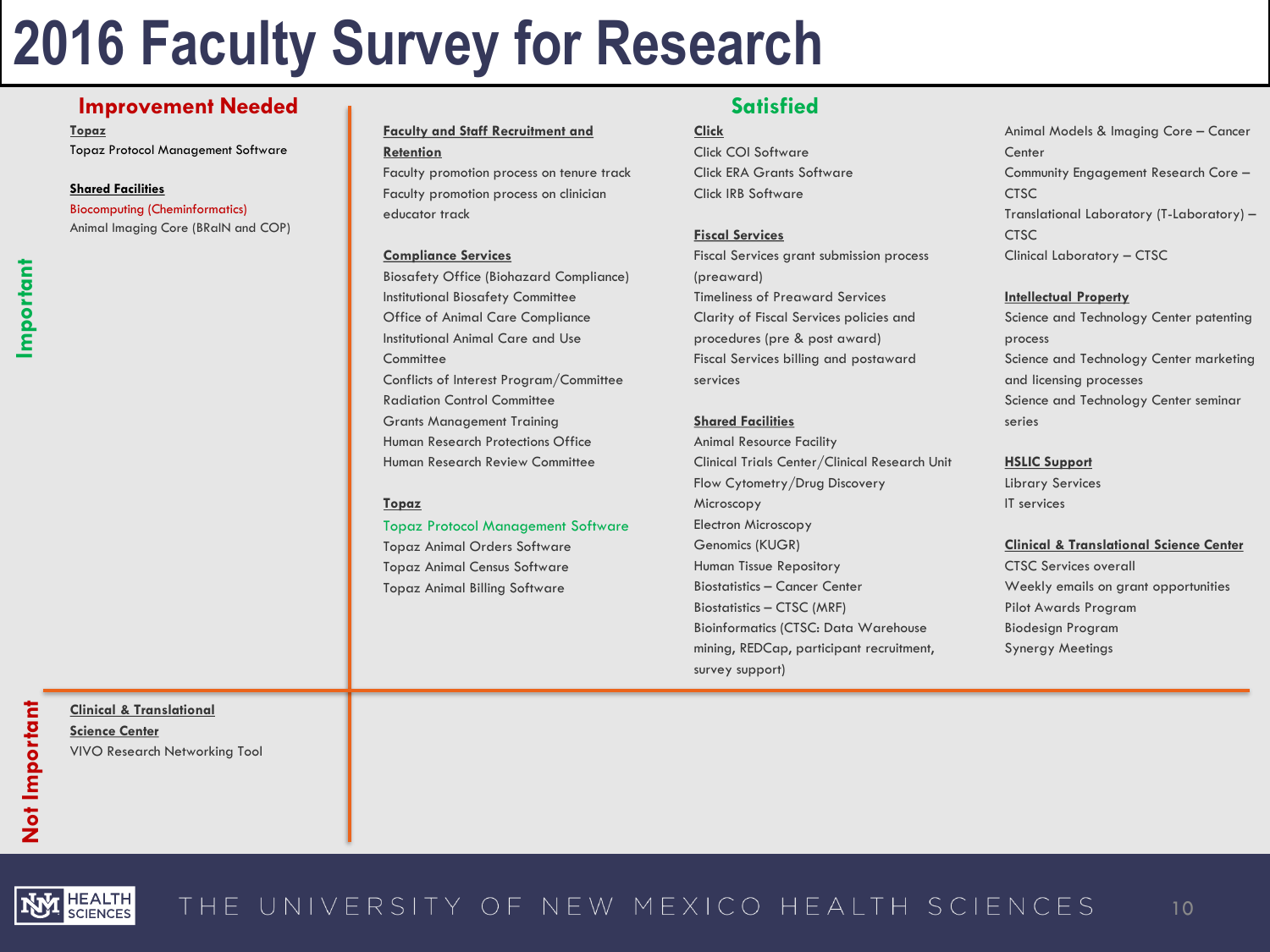# 2016 Faculty Survey for Research

## Important

### Improvement Needed

**Topaz**

Topaz Protocol Management Software

**Shared Facilities**

Biocomputing (Cheminformatics)

Animal Imaging Core (BRaIN and COP)

### Satisfied

**Faculty and Staff Recruitment and Retention**

- Faculty promotion process on tenure track
- Faculty promotion process on clinician educator track

**Compliance Services**

- Biosafety Office (Biohazard Compliance)
- Institutional Biosafety Committee
- Office of Animal Care Compliance
- Institutional Animal Care and Use Committee
- Conflicts of Interest Program/Committee
- Radiation Control Committee
- Grants Management Training
- Human Research Protections Office
- Human Research Review Committee

**Topaz**

- Topaz Protocol Management Software
- Topaz Animal Orders Software
- Topaz Animal Census Software
- Topaz Animal Billing Software

**Click**

- Click COI Software
- Click ERA Grants Software
- Click IRB Software

**Fiscal Services**

- Fiscal Services grant submission process (preaward)
- Timeliness of Preaward Services
- Clarity of Fiscal Services policies and procedures (pre & post award)
- Fiscal Services billing and postaward services

**Shared Facilities**

- Animal Resource Facility
- Clinical Trials Center/Clinical Research Unit
- Flow Cytometry/Drug Discovery
- Microscopy
- Electron Microscopy
- Genomics (KUGR)
- Human Tissue Repository
- Biostatistics – Cancer Center
- Biostatistics – CTSC (MRF)
- Bioinformatics (CTSC: Data Warehouse mining, REDCap, participant recruitment, survey support)
- Animal Models & Imaging Core – Cancer Center
- Community Engagement Research Core – CTSC
- Translational Laboratory (T-Laboratory) – CTSC
- Clinical Laboratory – CTSC

**Intellectual Property**

- Science and Technology Center patenting process
- Science and Technology Center marketing and licensing processes
- Science and Technology Center seminar series

**HSLIC Support**

- Library Services
- IT services

**Clinical & Translational Science Center**

- CTSC Services overall
- Weekly emails on grant opportunities
- Pilot Awards Program
- Biodesign Program
- Synergy Meetings

## Not Important

### Improvement Needed

**Clinical & Translational Science Center**

VIVO Research Networking Tool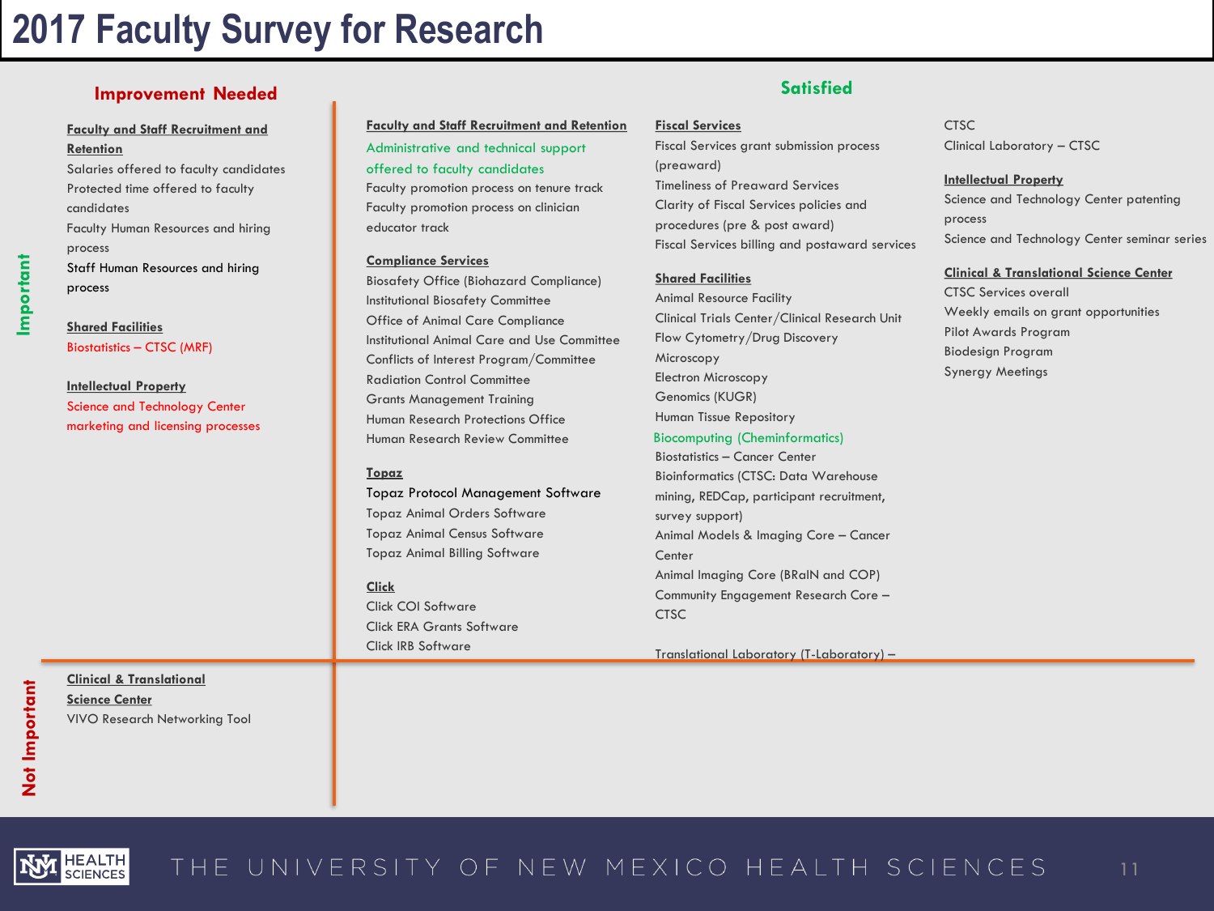# 2017 Faculty Survey for Research

## Important

### Improvement Needed

**Faculty and Staff Recruitment and Retention**

- Salaries offered to faculty candidates
- Protected time offered to faculty candidates
- Faculty Human Resources and hiring process
- Staff Human Resources and hiring process

**Shared Facilities**

- Biostatistics – CTSC (MRF)

**Intellectual Property**

- Science and Technology Center marketing and licensing processes

### Satisfied

**Faculty and Staff Recruitment and Retention**

- Administrative and technical support offered to faculty candidates
- Faculty promotion process on tenure track
- Faculty promotion process on clinician educator track

**Compliance Services**

- Biosafety Office (Biohazard Compliance)
- Institutional Biosafety Committee
- Office of Animal Care Compliance
- Institutional Animal Care and Use Committee
- Conflicts of Interest Program/Committee
- Radiation Control Committee
- Grants Management Training
- Human Research Protections Office
- Human Research Review Committee

**Topaz**

- Topaz Protocol Management Software
- Topaz Animal Orders Software
- Topaz Animal Census Software
- Topaz Animal Billing Software

**Click**

- Click COI Software
- Click ERA Grants Software
- Click IRB Software

**Fiscal Services**

- Fiscal Services grant submission process (preaward)
- Timeliness of Preaward Services
- Clarity of Fiscal Services policies and procedures (pre & post award)
- Fiscal Services billing and postaward services

**Shared Facilities**

- Animal Resource Facility
- Clinical Trials Center/Clinical Research Unit
- Flow Cytometry/Drug Discovery
- Microscopy
- Electron Microscopy
- Genomics (KUGR)
- Human Tissue Repository
- Biocomputing (Cheminformatics)
- Biostatistics – Cancer Center
- Bioinformatics (CTSC: Data Warehouse mining, REDCap, participant recruitment, survey support)
- Animal Models & Imaging Core – Cancer Center
- Animal Imaging Core (BRaIN and COP)
- Community Engagement Research Core – CTSC
- Translational Laboratory (T-Laboratory) – CTSC
- Clinical Laboratory – CTSC

**Intellectual Property**

- Science and Technology Center patenting process
- Science and Technology Center seminar series

**Clinical & Translational Science Center**

- CTSC Services overall
- Weekly emails on grant opportunities
- Pilot Awards Program
- Biodesign Program
- Synergy Meetings

## Not Important

### Improvement Needed

**Clinical & Translational Science Center**

- VIVO Research Networking Tool

THE UNIVERSITY OF NEW MEXICO HEALTH SCIENCES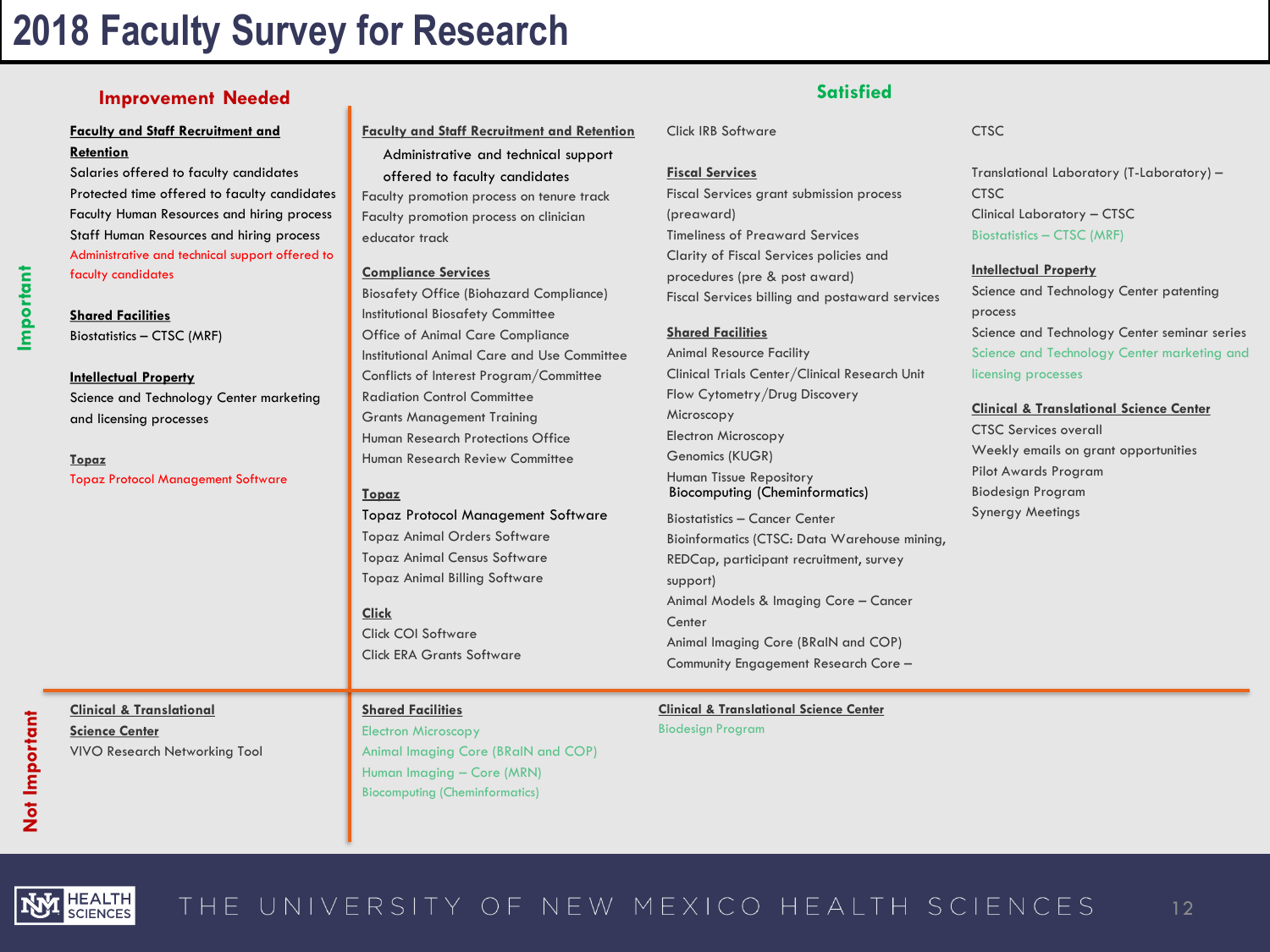# 2018 Faculty Survey for Research

## Important

### Improvement Needed

**Faculty and Staff Recruitment and Retention**
- Salaries offered to faculty candidates
- Protected time offered to faculty candidates
- Faculty Human Resources and hiring process
- Staff Human Resources and hiring process
- Administrative and technical support offered to faculty candidates

**Shared Facilities**
- Biostatistics – CTSC (MRF)

**Intellectual Property**
- Science and Technology Center marketing and licensing processes

**Topaz**
- Topaz Protocol Management Software

### Satisfied

**Faculty and Staff Recruitment and Retention**
- Administrative and technical support offered to faculty candidates
- Faculty promotion process on tenure track
- Faculty promotion process on clinician educator track

**Compliance Services**
- Biosafety Office (Biohazard Compliance)
- Institutional Biosafety Committee
- Office of Animal Care Compliance
- Institutional Animal Care and Use Committee
- Conflicts of Interest Program/Committee
- Radiation Control Committee
- Grants Management Training
- Human Research Protections Office
- Human Research Review Committee

**Topaz**
- Topaz Protocol Management Software
- Topaz Animal Orders Software
- Topaz Animal Census Software
- Topaz Animal Billing Software

**Click**
- Click COI Software
- Click ERA Grants Software
- Click IRB Software

**Fiscal Services**
- Fiscal Services grant submission process (preaward)
- Timeliness of Preaward Services
- Clarity of Fiscal Services policies and procedures (pre & post award)
- Fiscal Services billing and postaward services

**Shared Facilities**
- Animal Resource Facility
- Clinical Trials Center/Clinical Research Unit
- Flow Cytometry/Drug Discovery
- Microscopy
- Electron Microscopy
- Genomics (KUGR)
- Human Tissue Repository
- Biocomputing (Cheminformatics)
- Biostatistics – Cancer Center
- Bioinformatics (CTSC: Data Warehouse mining, REDCap, participant recruitment, survey support)
- Animal Models & Imaging Core – Cancer Center
- Animal Imaging Core (BRaIN and COP)
- Community Engagement Research Core – CTSC
- Translational Laboratory (T-Laboratory) – CTSC
- Clinical Laboratory – CTSC
- Biostatistics – CTSC (MRF)

**Intellectual Property**
- Science and Technology Center patenting process
- Science and Technology Center seminar series
- Science and Technology Center marketing and licensing processes

**Clinical & Translational Science Center**
- CTSC Services overall
- Weekly emails on grant opportunities
- Pilot Awards Program
- Biodesign Program
- Synergy Meetings

## Not Important

### Improvement Needed

**Clinical & Translational Science Center**
- VIVO Research Networking Tool

### Satisfied

**Shared Facilities**
- Electron Microscopy
- Animal Imaging Core (BRaIN and COP)
- Human Imaging – Core (MRN)
- Biocomputing (Cheminformatics)

**Clinical & Translational Science Center**
- Biodesign Program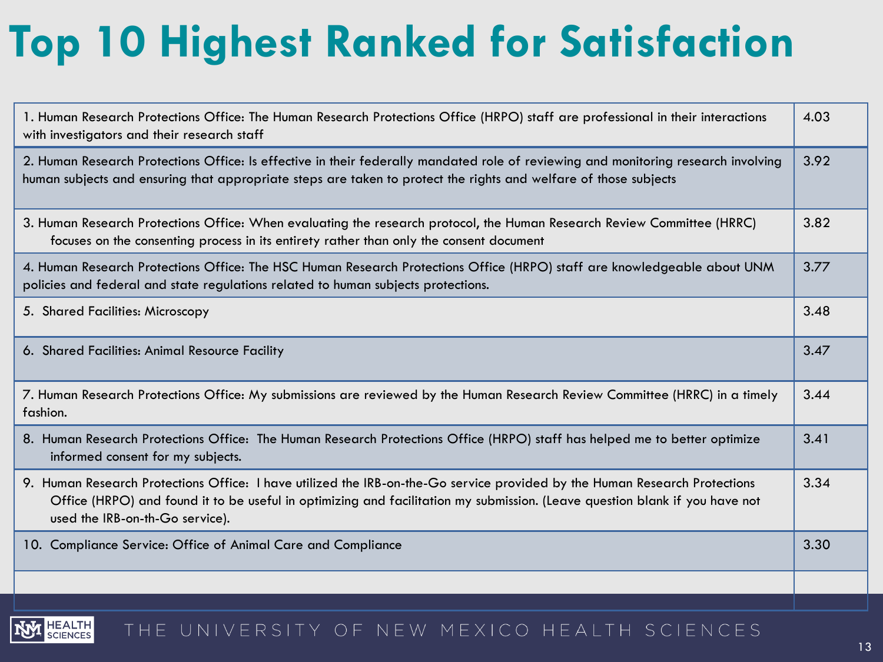# Top 10 Highest Ranked for Satisfaction

| Item | Score |
|---|---|
| 1. Human Research Protections Office: The Human Research Protections Office (HRPO) staff are professional in their interactions with investigators and their research staff | 4.03 |
| 2. Human Research Protections Office: Is effective in their federally mandated role of reviewing and monitoring research involving human subjects and ensuring that appropriate steps are taken to protect the rights and welfare of those subjects | 3.92 |
| 3. Human Research Protections Office: When evaluating the research protocol, the Human Research Review Committee (HRRC) focuses on the consenting process in its entirety rather than only the consent document | 3.82 |
| 4. Human Research Protections Office: The HSC Human Research Protections Office (HRPO) staff are knowledgeable about UNM policies and federal and state regulations related to human subjects protections. | 3.77 |
| 5. Shared Facilities: Microscopy | 3.48 |
| 6. Shared Facilities: Animal Resource Facility | 3.47 |
| 7. Human Research Protections Office: My submissions are reviewed by the Human Research Review Committee (HRRC) in a timely fashion. | 3.44 |
| 8. Human Research Protections Office: The Human Research Protections Office (HRPO) staff has helped me to better optimize informed consent for my subjects. | 3.41 |
| 9. Human Research Protections Office: I have utilized the IRB-on-the-Go service provided by the Human Research Protections Office (HRPO) and found it to be useful in optimizing and facilitation my submission. (Leave question blank if you have not used the IRB-on-th-Go service). | 3.34 |
| 10. Compliance Service: Office of Animal Care and Compliance | 3.30 |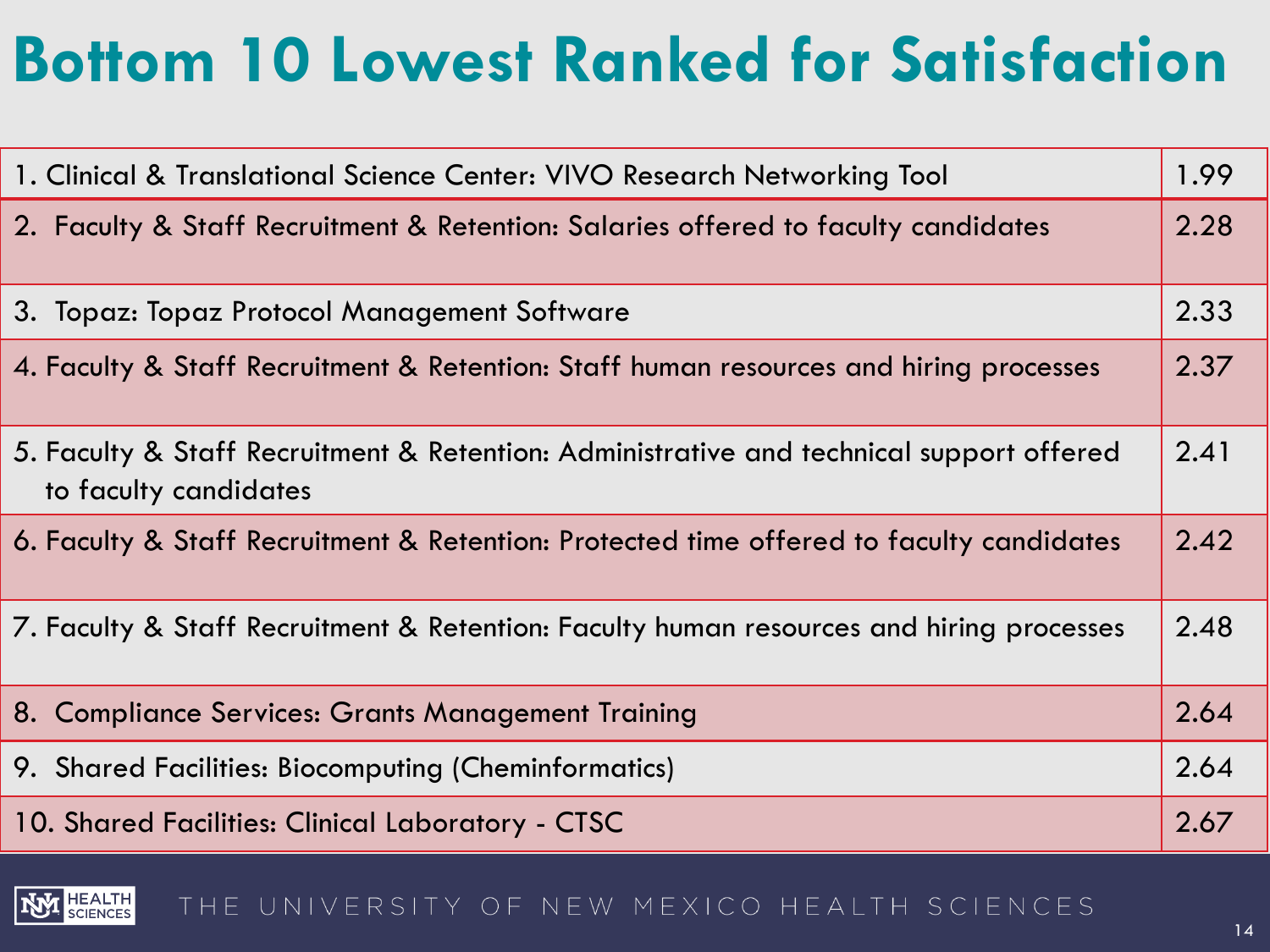# Bottom 10 Lowest Ranked for Satisfaction

| Item | Score |
|---|---|
| 1. Clinical & Translational Science Center: VIVO Research Networking Tool | 1.99 |
| 2. Faculty & Staff Recruitment & Retention: Salaries offered to faculty candidates | 2.28 |
| 3. Topaz: Topaz Protocol Management Software | 2.33 |
| 4. Faculty & Staff Recruitment & Retention: Staff human resources and hiring processes | 2.37 |
| 5. Faculty & Staff Recruitment & Retention: Administrative and technical support offered to faculty candidates | 2.41 |
| 6. Faculty & Staff Recruitment & Retention: Protected time offered to faculty candidates | 2.42 |
| 7. Faculty & Staff Recruitment & Retention: Faculty human resources and hiring processes | 2.48 |
| 8. Compliance Services: Grants Management Training | 2.64 |
| 9. Shared Facilities: Biocomputing (Cheminformatics) | 2.64 |
| 10. Shared Facilities: Clinical Laboratory - CTSC | 2.67 |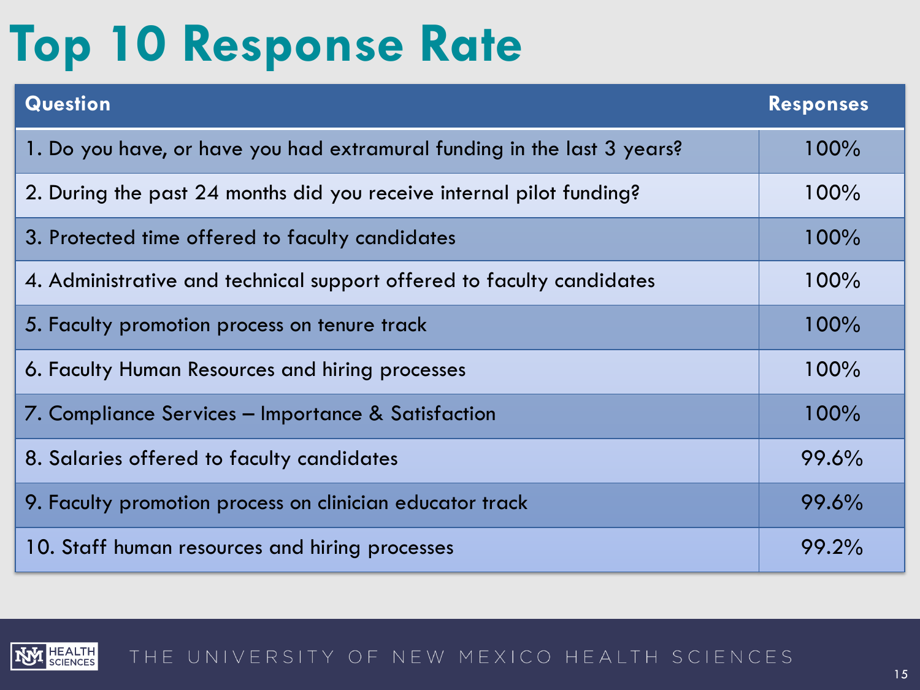# Top 10 Response Rate

| Question | Responses |
|---|---|
| 1. Do you have, or have you had extramural funding in the last 3 years? | 100% |
| 2. During the past 24 months did you receive internal pilot funding? | 100% |
| 3. Protected time offered to faculty candidates | 100% |
| 4. Administrative and technical support offered to faculty candidates | 100% |
| 5. Faculty promotion process on tenure track | 100% |
| 6. Faculty Human Resources and hiring processes | 100% |
| 7. Compliance Services – Importance & Satisfaction | 100% |
| 8. Salaries offered to faculty candidates | 99.6% |
| 9. Faculty promotion process on clinician educator track | 99.6% |
| 10. Staff human resources and hiring processes | 99.2% |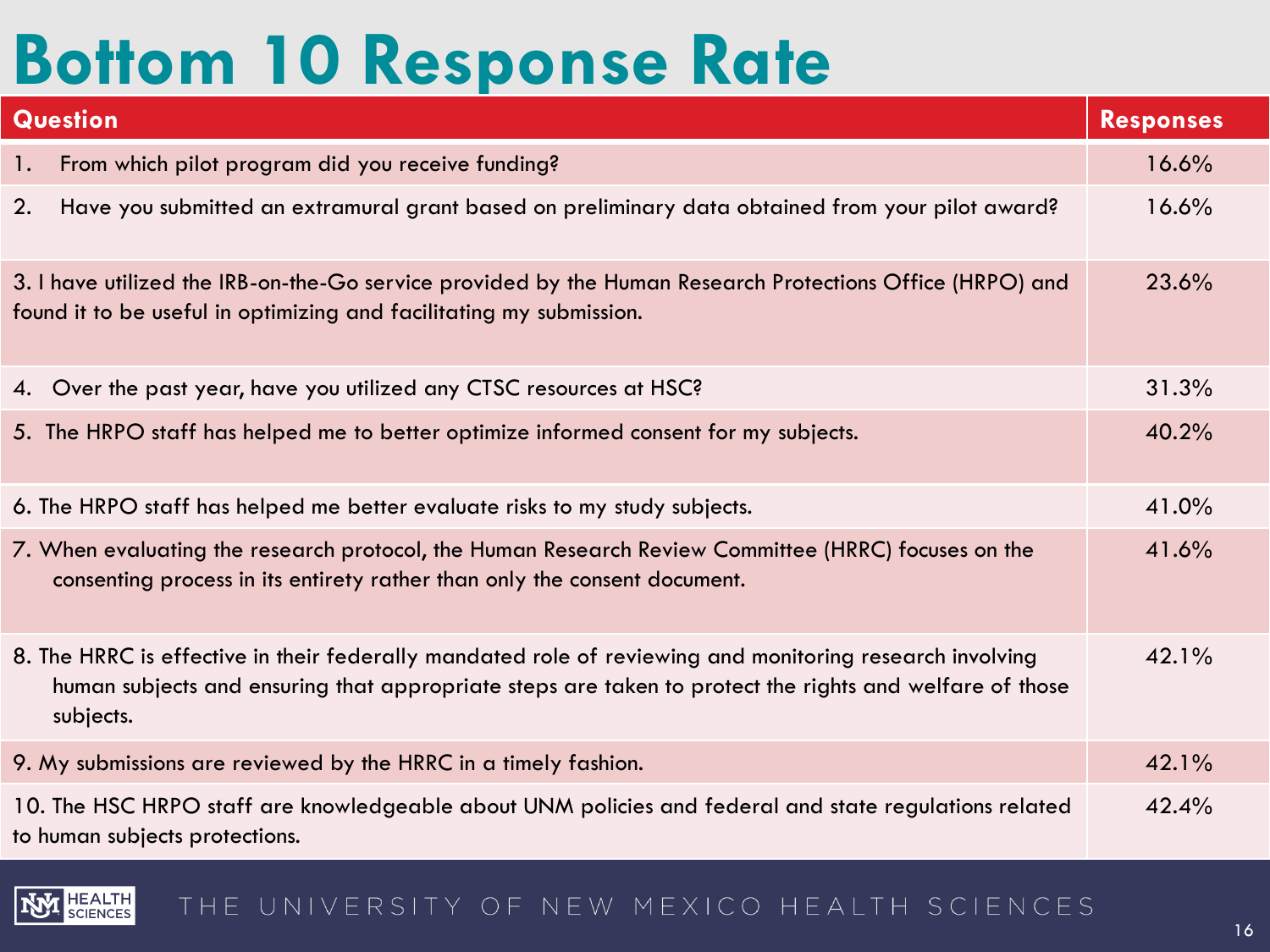# Bottom 10 Response Rate

| Question | Responses |
|---|---|
| 1. From which pilot program did you receive funding? | 16.6% |
| 2. Have you submitted an extramural grant based on preliminary data obtained from your pilot award? | 16.6% |
| 3. I have utilized the IRB-on-the-Go service provided by the Human Research Protections Office (HRPO) and found it to be useful in optimizing and facilitating my submission. | 23.6% |
| 4. Over the past year, have you utilized any CTSC resources at HSC? | 31.3% |
| 5. The HRPO staff has helped me to better optimize informed consent for my subjects. | 40.2% |
| 6. The HRPO staff has helped me better evaluate risks to my study subjects. | 41.0% |
| 7. When evaluating the research protocol, the Human Research Review Committee (HRRC) focuses on the consenting process in its entirety rather than only the consent document. | 41.6% |
| 8. The HRRC is effective in their federally mandated role of reviewing and monitoring research involving human subjects and ensuring that appropriate steps are taken to protect the rights and welfare of those subjects. | 42.1% |
| 9. My submissions are reviewed by the HRRC in a timely fashion. | 42.1% |
| 10. The HSC HRPO staff are knowledgeable about UNM policies and federal and state regulations related to human subjects protections. | 42.4% |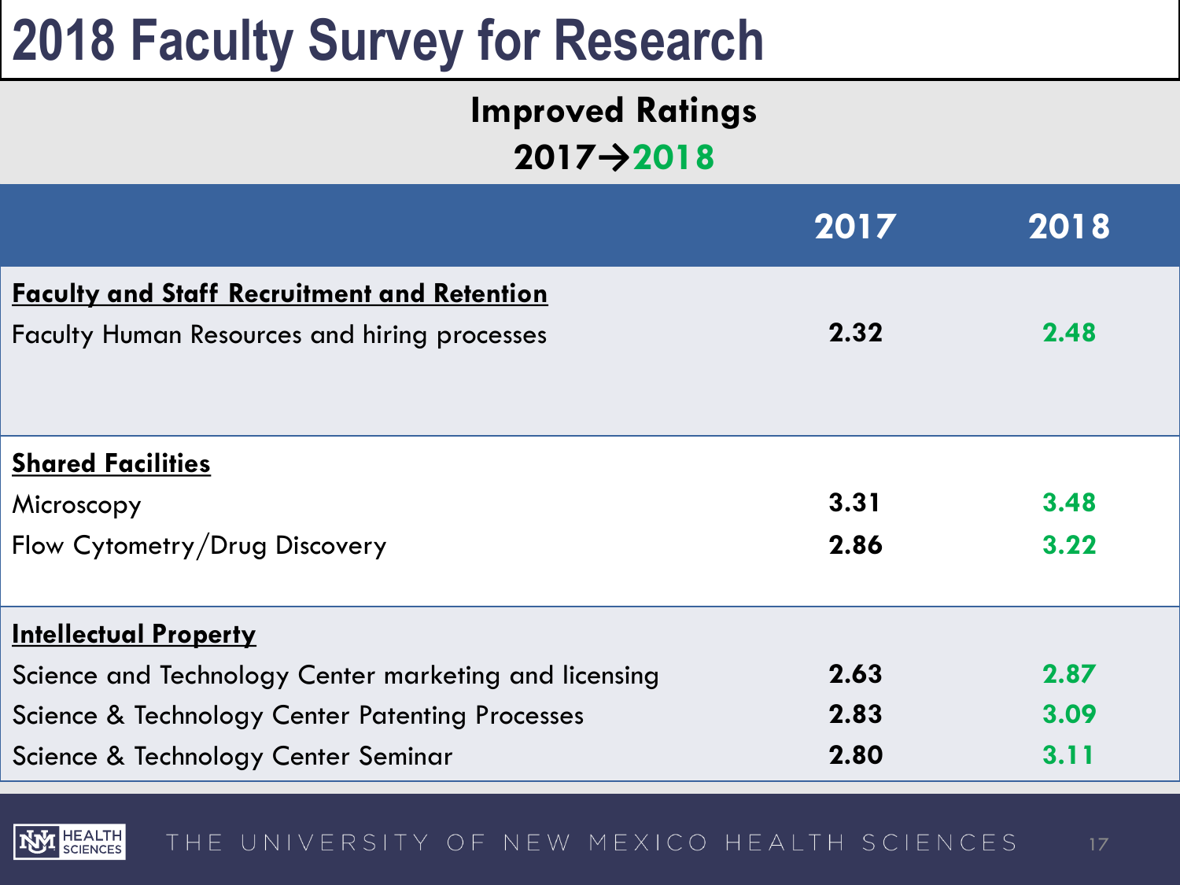# 2018 Faculty Survey for Research

## Improved Ratings

## 2017→2018

| | 2017 | 2018 |
|---|---|---|
| **Faculty and Staff Recruitment and Retention** | | |
| Faculty Human Resources and hiring processes | **2.32** | **2.48** |
| **Shared Facilities** | | |
| Microscopy | **3.31** | **3.48** |
| Flow Cytometry/Drug Discovery | **2.86** | **3.22** |
| **Intellectual Property** | | |
| Science and Technology Center marketing and licensing | **2.63** | **2.87** |
| Science & Technology Center Patenting Processes | **2.83** | **3.09** |
| Science & Technology Center Seminar | **2.80** | **3.11** |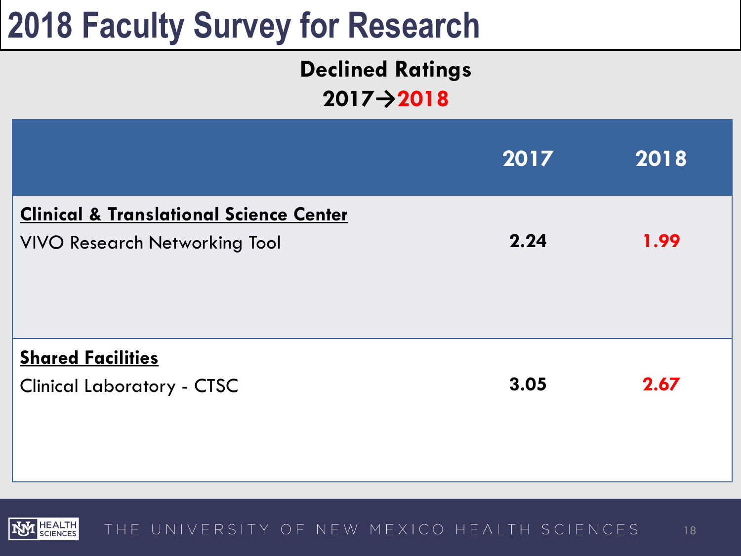# 2018 Faculty Survey for Research

## Declined Ratings
## 2017→2018

| | 2017 | 2018 |
|---|---|---|
| **Clinical & Translational Science Center** | | |
| VIVO Research Networking Tool | **2.24** | **1.99** |
| **Shared Facilities** | | |
| Clinical Laboratory - CTSC | **3.05** | **2.67** |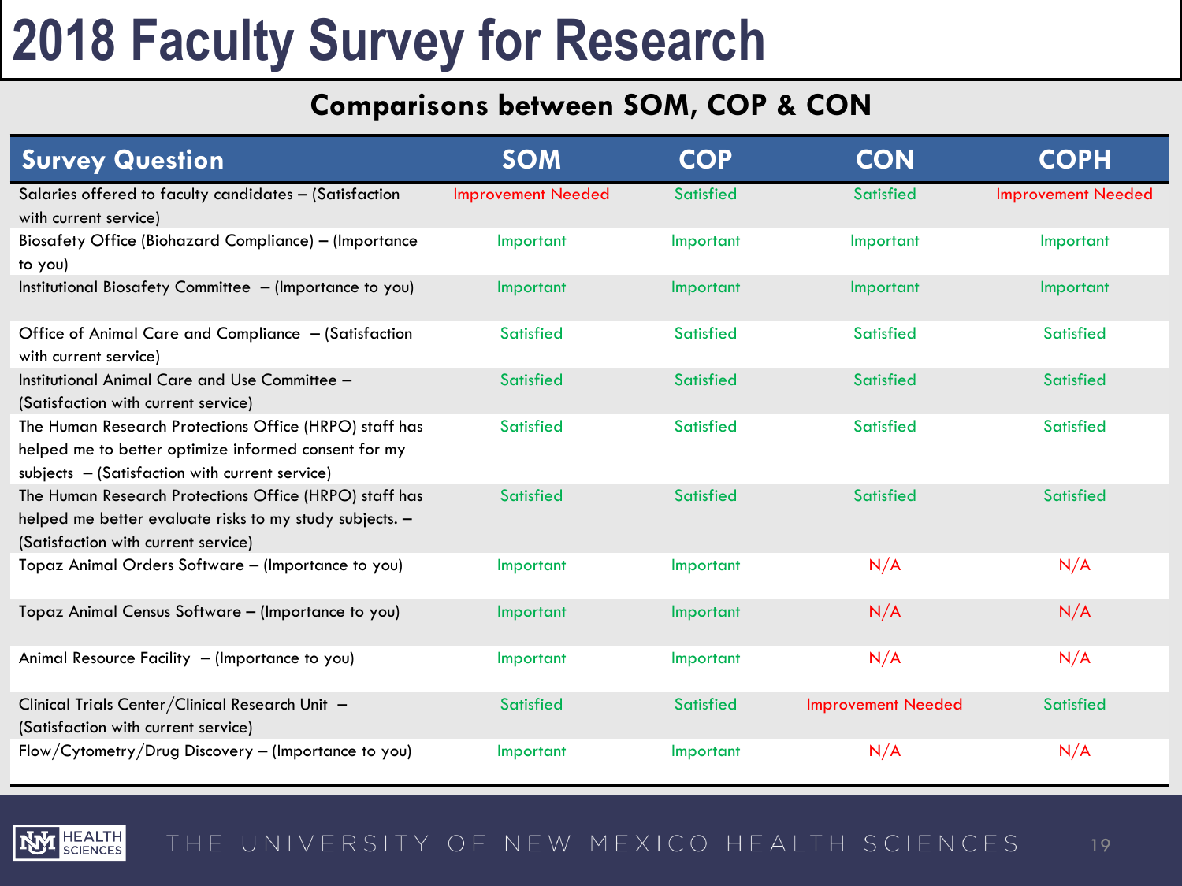# 2018 Faculty Survey for Research

## Comparisons between SOM, COP & CON

| Survey Question | SOM | COP | CON | COPH |
|---|---|---|---|---|
| Salaries offered to faculty candidates – (Satisfaction with current service) | Improvement Needed | Satisfied | Satisfied | Improvement Needed |
| Biosafety Office (Biohazard Compliance) – (Importance to you) | Important | Important | Important | Important |
| Institutional Biosafety Committee – (Importance to you) | Important | Important | Important | Important |
| Office of Animal Care and Compliance – (Satisfaction with current service) | Satisfied | Satisfied | Satisfied | Satisfied |
| Institutional Animal Care and Use Committee – (Satisfaction with current service) | Satisfied | Satisfied | Satisfied | Satisfied |
| The Human Research Protections Office (HRPO) staff has helped me to better optimize informed consent for my subjects – (Satisfaction with current service) | Satisfied | Satisfied | Satisfied | Satisfied |
| The Human Research Protections Office (HRPO) staff has helped me better evaluate risks to my study subjects. – (Satisfaction with current service) | Satisfied | Satisfied | Satisfied | Satisfied |
| Topaz Animal Orders Software – (Importance to you) | Important | Important | N/A | N/A |
| Topaz Animal Census Software – (Importance to you) | Important | Important | N/A | N/A |
| Animal Resource Facility – (Importance to you) | Important | Important | N/A | N/A |
| Clinical Trials Center/Clinical Research Unit – (Satisfaction with current service) | Satisfied | Satisfied | Improvement Needed | Satisfied |
| Flow/Cytometry/Drug Discovery – (Importance to you) | Important | Important | N/A | N/A |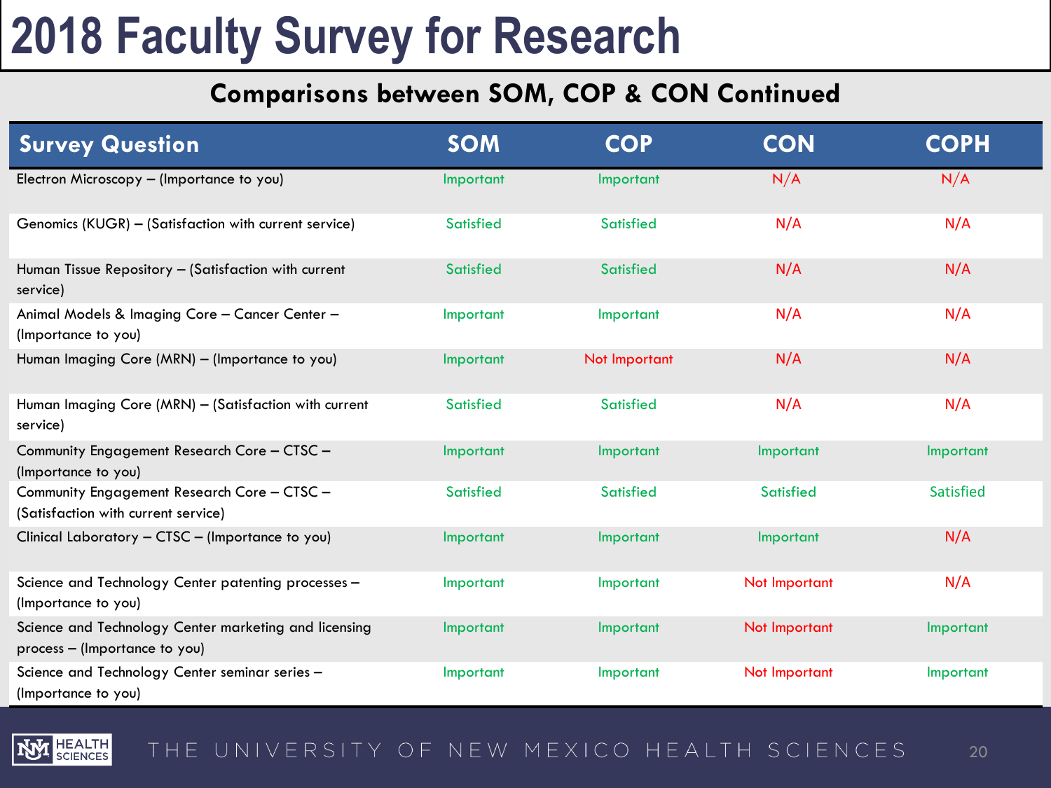# 2018 Faculty Survey for Research

## Comparisons between SOM, COP & CON Continued

| Survey Question | SOM | COP | CON | COPH |
|---|---|---|---|---|
| Electron Microscopy – (Importance to you) | Important | Important | N/A | N/A |
| Genomics (KUGR) – (Satisfaction with current service) | Satisfied | Satisfied | N/A | N/A |
| Human Tissue Repository – (Satisfaction with current service) | Satisfied | Satisfied | N/A | N/A |
| Animal Models & Imaging Core – Cancer Center – (Importance to you) | Important | Important | N/A | N/A |
| Human Imaging Core (MRN) – (Importance to you) | Important | Not Important | N/A | N/A |
| Human Imaging Core (MRN) – (Satisfaction with current service) | Satisfied | Satisfied | N/A | N/A |
| Community Engagement Research Core – CTSC – (Importance to you) | Important | Important | Important | Important |
| Community Engagement Research Core – CTSC – (Satisfaction with current service) | Satisfied | Satisfied | Satisfied | Satisfied |
| Clinical Laboratory – CTSC – (Importance to you) | Important | Important | Important | N/A |
| Science and Technology Center patenting processes – (Importance to you) | Important | Important | Not Important | N/A |
| Science and Technology Center marketing and licensing process – (Importance to you) | Important | Important | Not Important | Important |
| Science and Technology Center seminar series – (Importance to you) | Important | Important | Not Important | Important |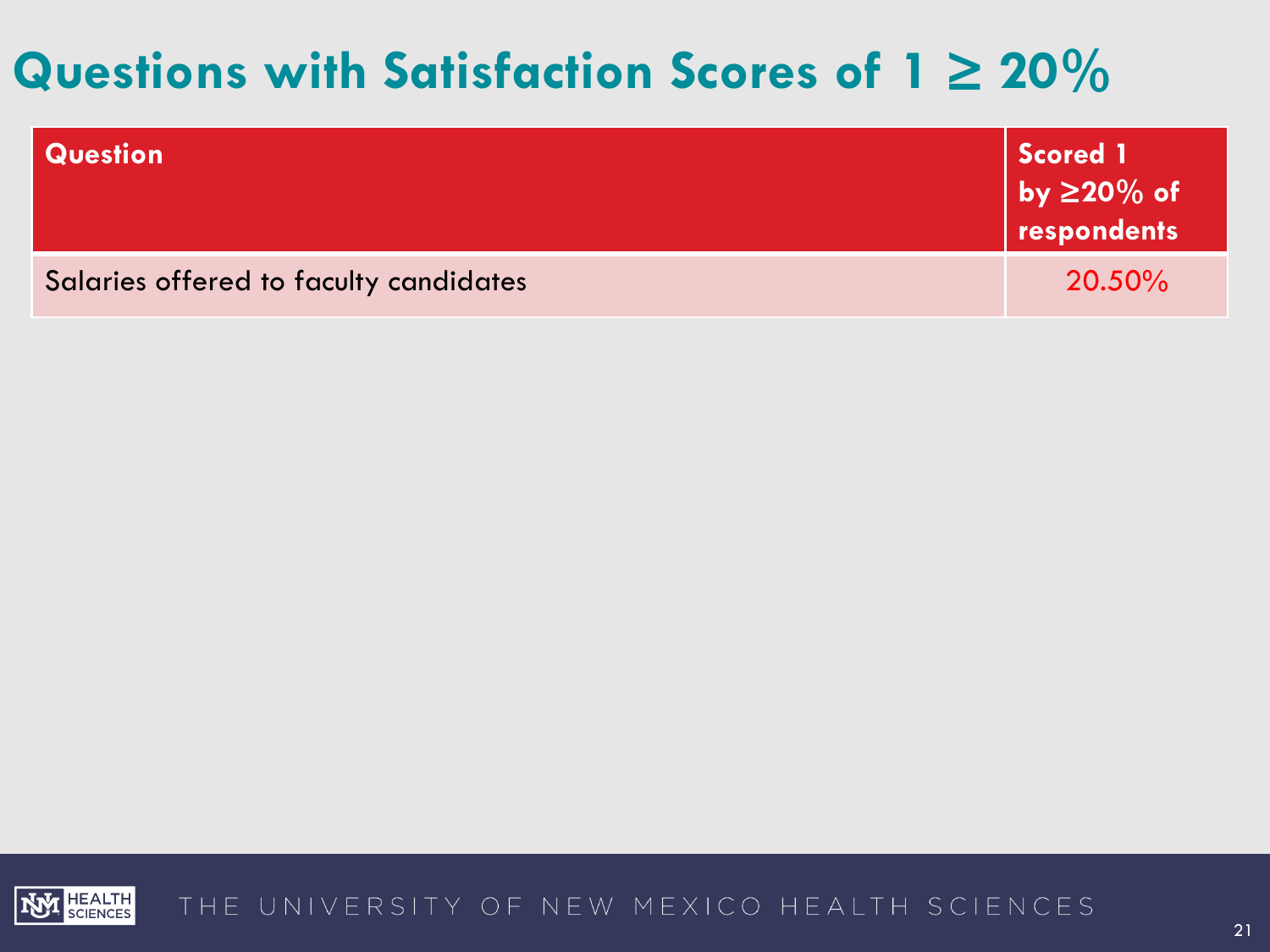# Questions with Satisfaction Scores of 1 ≥ 20%

| Question | Scored 1 by ≥20% of respondents |
| --- | --- |
| Salaries offered to faculty candidates | 20.50% |